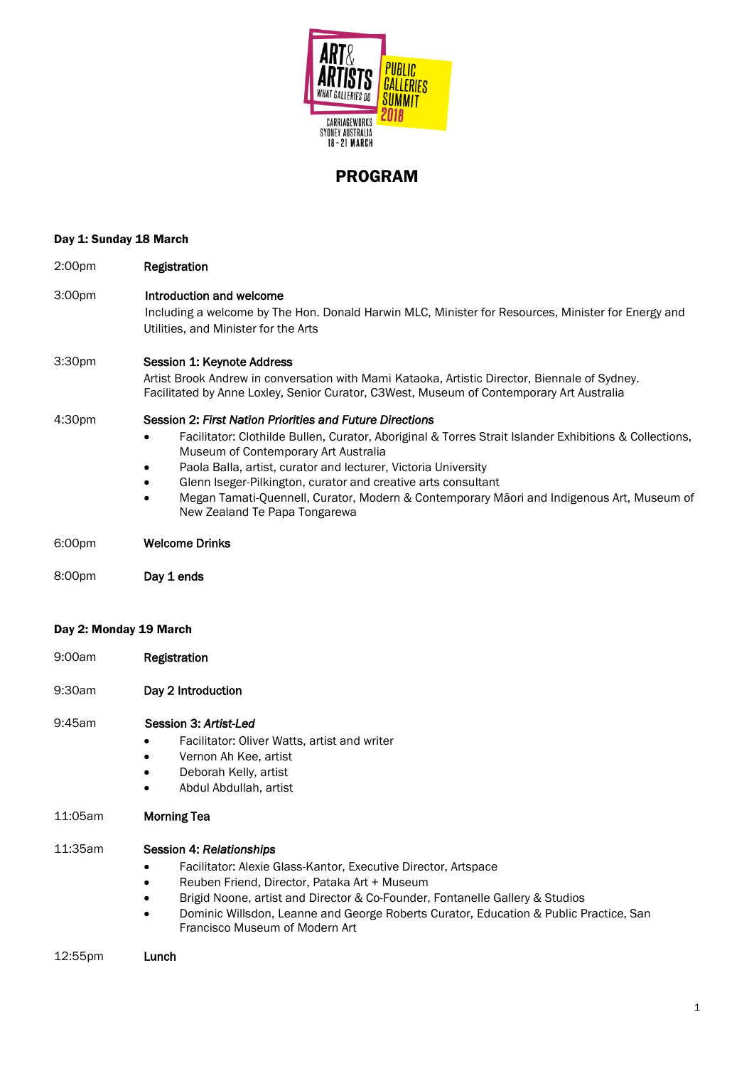ART & ARTISTS
WHAT GALLERIES DO

PUBLIC GALLERIES SUMMIT 2018

CARRIAGEWORKS
SYDNEY AUSTRALIA
18 - 21 MARCH

# PROGRAM

### Day 1: Sunday 18 March

2:00pm **Registration**

3:00pm **Introduction and welcome**
Including a welcome by The Hon. Donald Harwin MLC, Minister for Resources, Minister for Energy and Utilities, and Minister for the Arts

3:30pm **Session 1: Keynote Address**
Artist Brook Andrew in conversation with Mami Kataoka, Artistic Director, Biennale of Sydney. Facilitated by Anne Loxley, Senior Curator, C3West, Museum of Contemporary Art Australia

4:30pm **Session 2: *First Nation Priorities and Future Directions***

- Facilitator: Clothilde Bullen, Curator, Aboriginal & Torres Strait Islander Exhibitions & Collections, Museum of Contemporary Art Australia
- Paola Balla, artist, curator and lecturer, Victoria University
- Glenn Iseger-Pilkington, curator and creative arts consultant
- Megan Tamati-Quennell, Curator, Modern & Contemporary Māori and Indigenous Art, Museum of New Zealand Te Papa Tongarewa

6:00pm **Welcome Drinks**

8:00pm **Day 1 ends**

### Day 2: Monday 19 March

9:00am **Registration**

9:30am **Day 2 Introduction**

9:45am **Session 3: *Artist-Led***

- Facilitator: Oliver Watts, artist and writer
- Vernon Ah Kee, artist
- Deborah Kelly, artist
- Abdul Abdullah, artist

11:05am **Morning Tea**

11:35am **Session 4: *Relationships***

- Facilitator: Alexie Glass-Kantor, Executive Director, Artspace
- Reuben Friend, Director, Pataka Art + Museum
- Brigid Noone, artist and Director & Co-Founder, Fontanelle Gallery & Studios
- Dominic Willsdon, Leanne and George Roberts Curator, Education & Public Practice, San Francisco Museum of Modern Art

12:55pm **Lunch**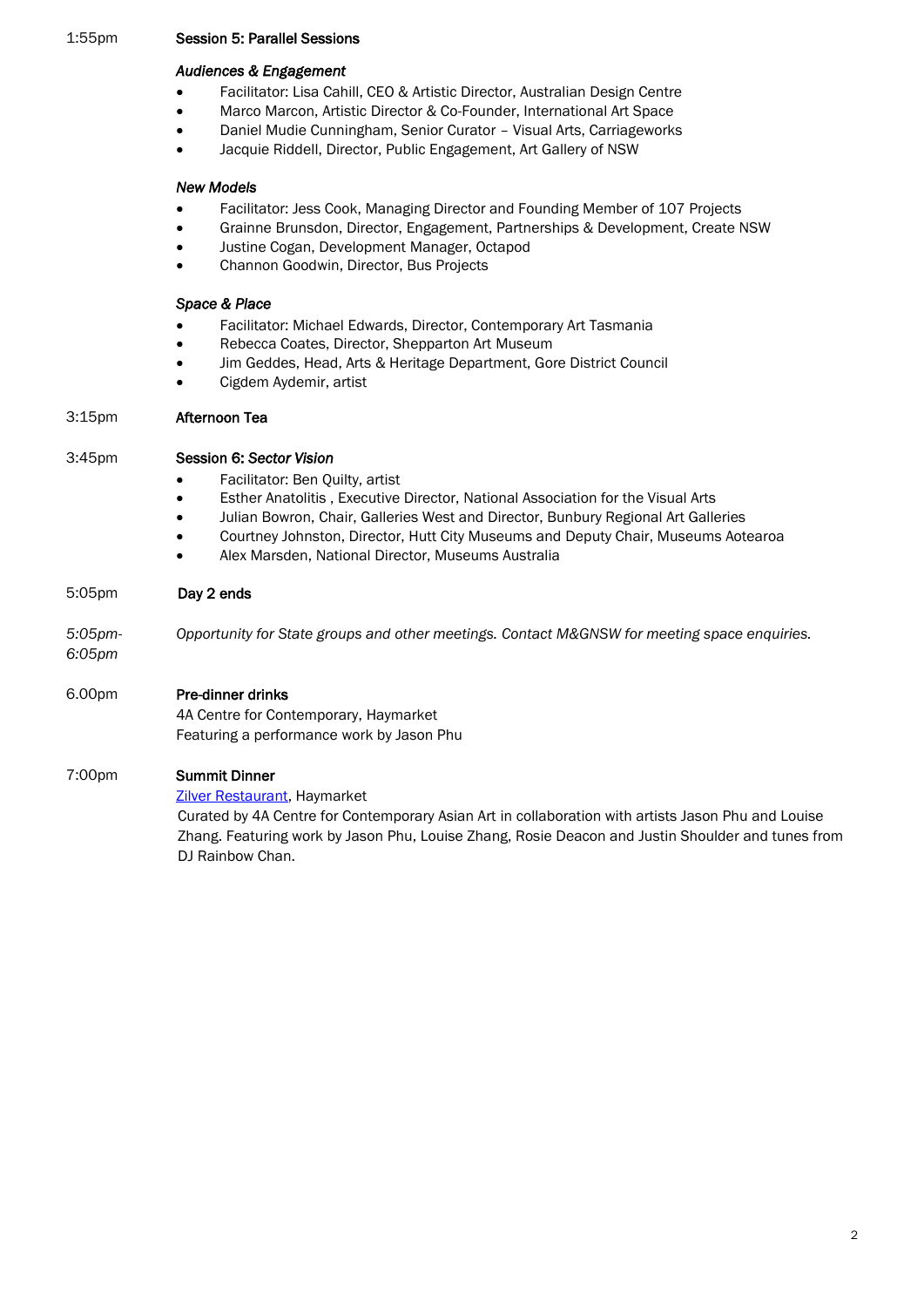1:55pm **Session 5: Parallel Sessions**

*Audiences & Engagement*

- Facilitator: Lisa Cahill, CEO & Artistic Director, Australian Design Centre
- Marco Marcon, Artistic Director & Co-Founder, International Art Space
- Daniel Mudie Cunningham, Senior Curator – Visual Arts, Carriageworks
- Jacquie Riddell, Director, Public Engagement, Art Gallery of NSW

*New Models*

- Facilitator: Jess Cook, Managing Director and Founding Member of 107 Projects
- Grainne Brunsdon, Director, Engagement, Partnerships & Development, Create NSW
- Justine Cogan, Development Manager, Octapod
- Channon Goodwin, Director, Bus Projects

*Space & Place*

- Facilitator: Michael Edwards, Director, Contemporary Art Tasmania
- Rebecca Coates, Director, Shepparton Art Museum
- Jim Geddes, Head, Arts & Heritage Department, Gore District Council
- Cigdem Aydemir, artist

3:15pm **Afternoon Tea**

3:45pm **Session 6: *Sector Vision***

- Facilitator: Ben Quilty, artist
- Esther Anatolitis , Executive Director, National Association for the Visual Arts
- Julian Bowron, Chair, Galleries West and Director, Bunbury Regional Art Galleries
- Courtney Johnston, Director, Hutt City Museums and Deputy Chair, Museums Aotearoa
- Alex Marsden, National Director, Museums Australia

5:05pm **Day 2 ends**

*5:05pm-6:05pm* *Opportunity for State groups and other meetings. Contact M&GNSW for meeting space enquiries.*

6.00pm **Pre-dinner drinks**
4A Centre for Contemporary, Haymarket
Featuring a performance work by Jason Phu

7:00pm **Summit Dinner**
Zilver Restaurant, Haymarket
Curated by 4A Centre for Contemporary Asian Art in collaboration with artists Jason Phu and Louise Zhang. Featuring work by Jason Phu, Louise Zhang, Rosie Deacon and Justin Shoulder and tunes from DJ Rainbow Chan.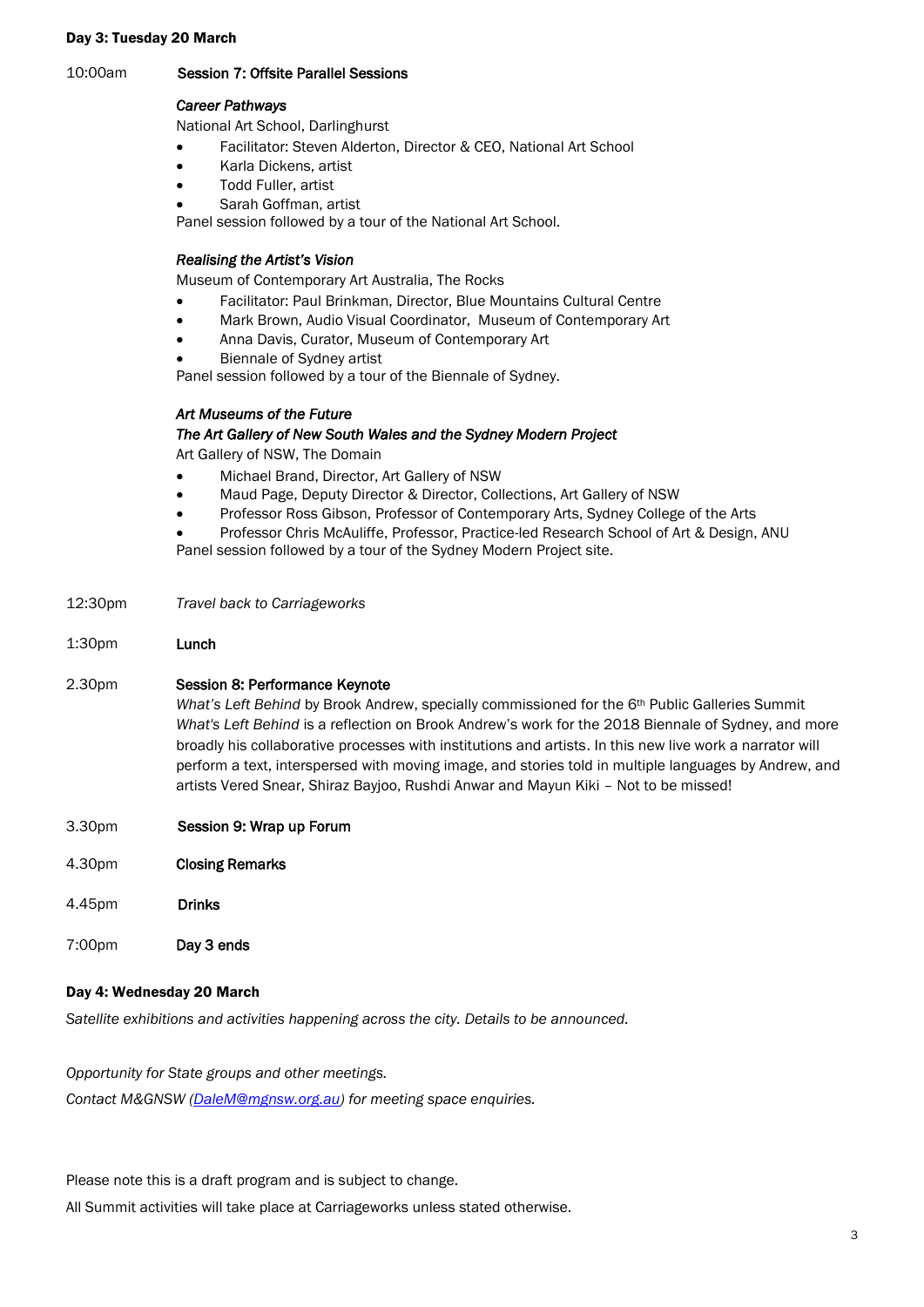**Day 3: Tuesday 20 March**

10:00am **Session 7: Offsite Parallel Sessions**

***Career Pathways***

National Art School, Darlinghurst

- Facilitator: Steven Alderton, Director & CEO, National Art School
- Karla Dickens, artist
- Todd Fuller, artist
- Sarah Goffman, artist

Panel session followed by a tour of the National Art School.

***Realising the Artist's Vision***

Museum of Contemporary Art Australia, The Rocks

- Facilitator: Paul Brinkman, Director, Blue Mountains Cultural Centre
- Mark Brown, Audio Visual Coordinator, Museum of Contemporary Art
- Anna Davis, Curator, Museum of Contemporary Art
- Biennale of Sydney artist

Panel session followed by a tour of the Biennale of Sydney.

***Art Museums of the Future***

***The Art Gallery of New South Wales and the Sydney Modern Project***

Art Gallery of NSW, The Domain

- Michael Brand, Director, Art Gallery of NSW
- Maud Page, Deputy Director & Director, Collections, Art Gallery of NSW
- Professor Ross Gibson, Professor of Contemporary Arts, Sydney College of the Arts
- Professor Chris McAuliffe, Professor, Practice-led Research School of Art & Design, ANU

Panel session followed by a tour of the Sydney Modern Project site.

12:30pm *Travel back to Carriageworks*

1:30pm **Lunch**

2.30pm **Session 8: Performance Keynote**

*What's Left Behind* by Brook Andrew, specially commissioned for the 6th Public Galleries Summit
*What's Left Behind* is a reflection on Brook Andrew's work for the 2018 Biennale of Sydney, and more broadly his collaborative processes with institutions and artists. In this new live work a narrator will perform a text, interspersed with moving image, and stories told in multiple languages by Andrew, and artists Vered Snear, Shiraz Bayjoo, Rushdi Anwar and Mayun Kiki – Not to be missed!

3.30pm **Session 9: Wrap up Forum**

4.30pm **Closing Remarks**

4.45pm **Drinks**

7:00pm **Day 3 ends**

**Day 4: Wednesday 20 March**

*Satellite exhibitions and activities happening across the city. Details to be announced.*

*Opportunity for State groups and other meetings.*

*Contact M&GNSW (DaleM@mgnsw.org.au) for meeting space enquiries.*

Please note this is a draft program and is subject to change.

All Summit activities will take place at Carriageworks unless stated otherwise.